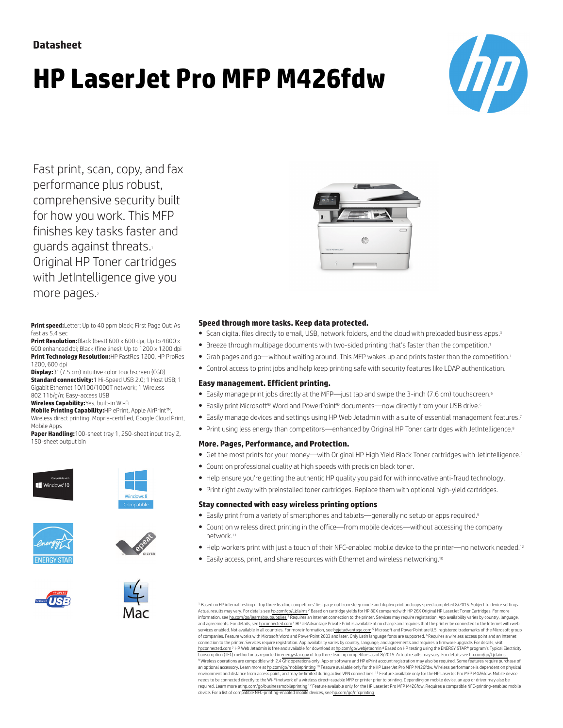**Datasheet**

# HP LaserJet Pro MFP M426fdw

Fast print, scan, copy, and fax performance plus robust, comprehensive security built for how you work. This MFP finishes key tasks faster and guards against threats.[1] Original HP Toner cartridges with JetIntelligence give you more pages.[2]

**Print speed:** Letter: Up to 40 ppm black; First Page Out: As fast as 5.4 sec
**Print Resolution:** Black (best) 600 x 600 dpi, Up to 4800 x 600 enhanced dpi; Black (fine lines): Up to 1200 x 1200 dpi
**Print Technology Resolution:** HP FastRes 1200, HP ProRes 1200, 600 dpi
**Display:** 3" (7.5 cm) intuitive color touchscreen (CGD)
**Standard connectivity:** 1 Hi-Speed USB 2.0; 1 Host USB; 1 Gigabit Ethernet 10/100/1000T network; 1 Wireless 802.11b/g/n; Easy-access USB
**Wireless Capability:** Yes, built-in Wi-Fi
**Mobile Printing Capability:** HP ePrint, Apple AirPrint™, Wireless direct printing, Mopria-certified, Google Cloud Print, Mobile Apps
**Paper Handling:** 100-sheet tray 1, 250-sheet input tray 2, 150-sheet output bin

### Speed through more tasks. Keep data protected.

- Scan digital files directly to email, USB, network folders, and the cloud with preloaded business apps.[3]
- Breeze through multipage documents with two-sided printing that's faster than the competition.[1]
- Grab pages and go—without waiting around. This MFP wakes up and prints faster than the competition.[1]
- Control access to print jobs and help keep printing safe with security features like LDAP authentication.

### Easy management. Efficient printing.

- Easily manage print jobs directly at the MFP—just tap and swipe the 3-inch (7.6 cm) touchscreen.[6]
- Easily print Microsoft® Word and PowerPoint® documents—now directly from your USB drive.[5]
- Easily manage devices and settings using HP Web Jetadmin with a suite of essential management features.[7]
- Print using less energy than competitors—enhanced by Original HP Toner cartridges with JetIntelligence.[8]

### More. Pages, Performance, and Protection.

- Get the most prints for your money—with Original HP High Yield Black Toner cartridges with JetIntelligence.[2]
- Count on professional quality at high speeds with precision black toner.
- Help ensure you're getting the authentic HP quality you paid for with innovative anti-fraud technology.
- Print right away with preinstalled toner cartridges. Replace them with optional high-yield cartridges.

### Stay connected with easy wireless printing options

- Easily print from a variety of smartphones and tablets—generally no setup or apps required.[9]
- Count on wireless direct printing in the office—from mobile devices—without accessing the company network.[11]
- Help workers print with just a touch of their NFC-enabled mobile device to the printer—no network needed.[12]
- Easily access, print, and share resources with Ethernet and wireless networking.[10]

[1] Based on HP internal testing of top three leading competitors' first page out from sleep mode and duplex print and copy speed completed 8/2015. Subject to device settings. Actual results may vary. For details see hp.com/go/Ljclaims [2] Based on cartridge yields for HP 80X compared with HP 26X Original HP LaserJet Toner Cartridges. For more information, see hp.com/go/learnaboutsupplies [3] Requires an Internet connection to the printer. Services may require registration. App availability varies by country, language, and agreements. For details, see hpconnected.com [4] HP JetAdvantage Private Print is available at no charge and requires that the printer be connected to the Internet with web services enabled. Not available in all countries. For more information, see hpjetadvantage.com [5] Microsoft and PowerPoint are U.S. registered trademarks of the Microsoft group of companies. Feature works with Microsoft Word and PowerPoint 2003 and later. Only Latin language fonts are supported. [6] Requires a wireless access point and an Internet connection to the printer. Services require registration. App availability varies by country, language, and agreements and requires a firmware upgrade. For details, visit hpconnected.com [7] HP Web Jetadmin is free and available for download at hp.com/go/webjetadmin [8] Based on HP testing using the ENERGY STAR® program's Typical Electricity Consumption (TEC) method or as reported in energystar.gov of top three leading competitors as of 8/2015. Actual results may vary. For details see hp.com/go/Ljclaims [9] Wireless operations are compatible with 2.4 GHz operations only. App or software and HP ePrint account registration may also be required. Some features require purchase of an optional accessory. Learn more at hp.com/go/mobileprinting [10] Feature available only for the HP LaserJet Pro MFP M426fdw. Wireless performance is dependent on physical environment and distance from access point, and may be limited during active VPN connections. [11] Feature available only for the HP LaserJet Pro MFP M426fdw. Mobile device needs to be connected directly to the Wi-Fi network of a wireless direct–capable MFP or printer prior to printing. Depending on mobile device, an app or driver may also be required. Learn more at hp.com/go/businessmobileprinting [12] Feature available only for the HP LaserJet Pro MFP M426fdw. Requires a compatible NFC-printing-enabled mobile device. For a list of compatible NFC-printing-enabled mobile devices, see hp.com/go/nfcprinting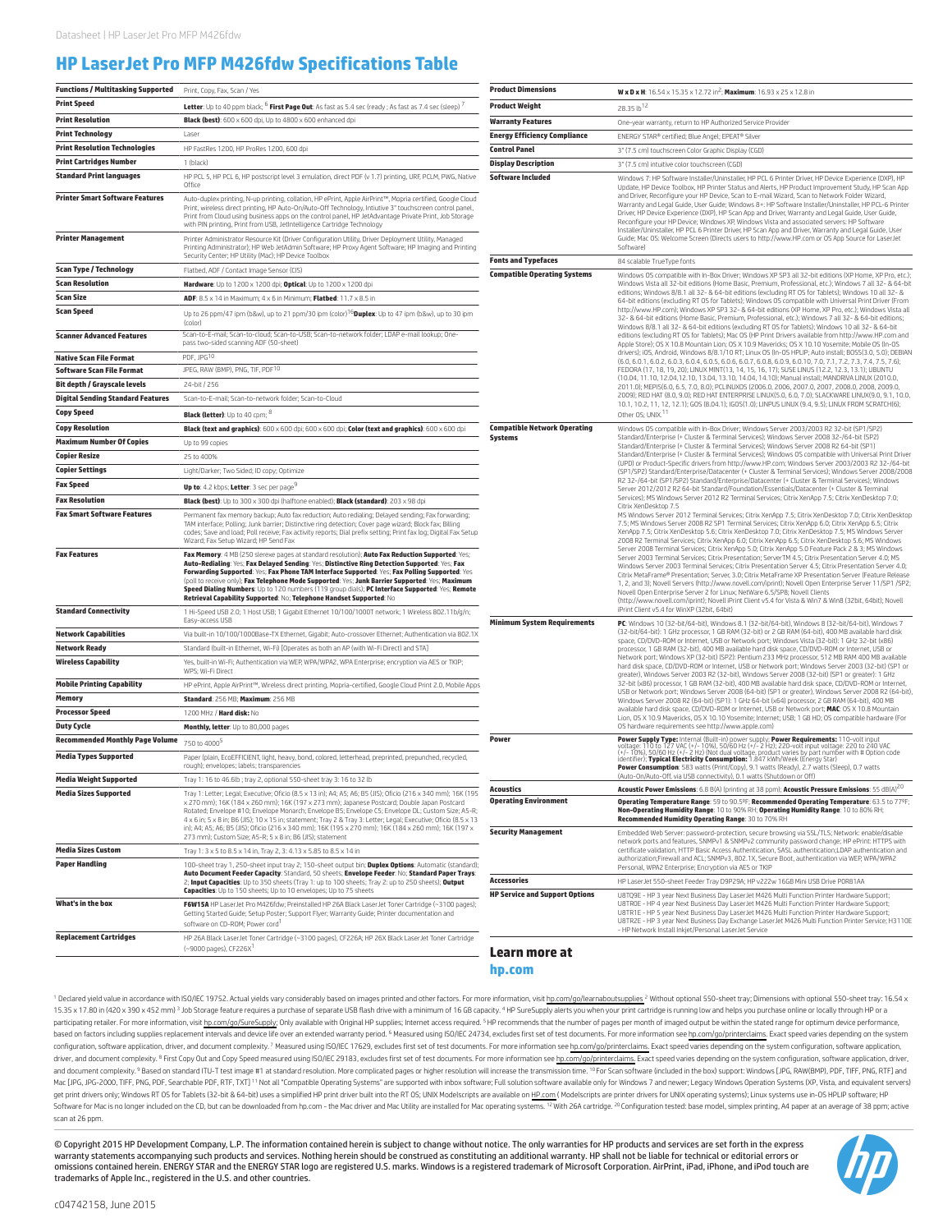# HP LaserJet Pro MFP M426fdw Specifications Table

| | |
|---|---|
| **Functions / Multitasking Supported** | Print, Copy, Fax, Scan / Yes |
| **Print Speed** | **Letter**: Up to 40 ppm black; [6] **First Page Out**: As fast as 5.4 sec (ready ; As fast as 7.4 sec (sleep) [7] |
| **Print Resolution** | **Black (best)**: 600 x 600 dpi, Up to 4800 x 600 enhanced dpi |
| **Print Technology** | Laser |
| **Print Resolution Technologies** | HP FastRes 1200, HP ProRes 1200, 600 dpi |
| **Print Cartridges Number** | 1 (black) |
| **Standard Print languages** | HP PCL 5, HP PCL 6, HP postscript level 3 emulation, direct PDF (v 1.7) printing, URF, PCLM, PWG, Native Office |
| **Printer Smart Software Features** | Auto-duplex printing, N-up printing, collation, HP ePrint, Apple AirPrint™, Mopria certified, Google Cloud Print, wireless direct printing, HP Auto-On/Auto-Off Technology, Intiutive 3" touchscreen control panel, Print from Cloud using business apps on the control panel, HP JetAdvantage Private Print, Job Storage with PIN printing, Print from USB, JetIntelligence Cartridge Technology |
| **Printer Management** | Printer Administrator Resource Kit (Driver Configuration Utility, Driver Deployment Utility, Managed Printing Administrator); HP Web JetAdmin Software; HP Proxy Agent Software; HP Imaging and Printing Security Center; HP Utility (Mac); HP Device Toolbox |
| **Scan Type / Technology** | Flatbed, ADF / Contact Image Sensor (CIS) |
| **Scan Resolution** | **Hardware**: Up to 1200 x 1200 dpi; **Optical**: Up to 1200 x 1200 dpi |
| **Scan Size** | **ADF**: 8.5 x 14 in Maximum; 4 x 6 in Minimum; **Flatbed**: 11.7 x 8.5 in |
| **Scan Speed** | Up to 26 ppm/47 ipm (b&w), up to 21 ppm/30 ipm (color)[16] **Duplex**: Up to 47 ipm (b&w), up to 30 ipm (color) |
| **Scanner Advanced Features** | Scan-to-E-mail; Scan-to-cloud; Scan-to-USB; Scan-to-network folder; LDAP e-mail lookup; One-pass two-sided scanning ADF (50-sheet) |
| **Native Scan File Format** | PDF, JPG[10] |
| **Software Scan File Format** | JPEG, RAW (BMP), PNG, TIF, PDF[10] |
| **Bit depth / Grayscale levels** | 24-bit / 256 |
| **Digital Sending Standard Features** | Scan-to-E-mail; Scan-to-network folder; Scan-to-Cloud |
| **Copy Speed** | **Black (letter)**: Up to 40 cpm; [8] |
| **Copy Resolution** | **Black (text and graphics)**: 600 x 600 dpi; 600 x 600 dpi; **Color (text and graphics)**: 600 x 600 dpi |
| **Maximum Number Of Copies** | Up to 99 copies |
| **Copier Resize** | 25 to 400% |
| **Copier Settings** | Light/Darker; Two Sided; ID copy; Optimize |
| **Fax Speed** | **Up to**: 4.2 kbps; **Letter**: 3 sec per page[9] |
| **Fax Resolution** | **Black (best)**: Up to 300 x 300 dpi (halftone enabled); **Black (standard)**: 203 x 98 dpi |
| **Fax Smart Software Features** | Permanent fax memory backup; Auto fax reduction; Auto redialing; Delayed sending; Fax forwarding; TAM interface; Polling; Junk barrier; Distinctive ring detection; Cover page wizard; Block fax; Billing codes; Save and load; Poll receive; Fax activity reports; Dial prefix setting; Print fax log; Digital Fax Setup Wizard; Fax Setup Wizard; HP Send Fax |
| **Fax Features** | **Fax Memory**: 4 MB (250 sheets page at standard resolution); **Auto Fax Reduction Supported**: Yes; **Auto-Redialing**: Yes; **Fax Delayed Sending**: Yes; **Distinctive Ring Detection Supported**: Yes; **Fax Forwarding Supported**: Yes; **Fax Phone TAM Interface Supported**: Yes; **Fax Polling Supported**: Yes (poll to receive only); **Fax Telephone Mode Supported**: Yes; **Junk Barrier Supported**: Yes; **Maximum Speed Dialing Numbers**: Up to 120 numbers (119 group dials); **PC Interface Supported**: Yes; **Remote Retrieval Capability Supported**: No; **Telephone Handset Supported**: No |
| **Standard Connectivity** | 1 Hi-Speed USB 2.0; 1 Host USB; 1 Gigabit Ethernet 10/100/1000T network; 1 Wireless 802.11b/g/n; Easy-access USB |
| **Network Capabilities** | Via built-in 10/100/1000Base-TX Ethernet, Gigabit; Auto-crossover Ethernet; Authentication via 802.1X |
| **Network Ready** | Standard (built-in Ethernet, Wi-Fi) [Operates as both an AP (with Wi-Fi Direct) and STA] |
| **Wireless Capability** | Yes, built-in Wi-Fi; Authentication via WEP, WPA/WPA2, WPA Enterprise; encryption via AES or TKIP; WPS; Wi-Fi Direct |
| **Mobile Printing Capability** | HP ePrint, Apple AirPrint™, Wireless direct printing, Mopria-certified, Google Cloud Print 2.0, Mobile Apps |
| **Memory** | **Standard**: 256 MB; **Maximum**: 256 MB |
| **Processor Speed** | 1200 MHz / **Hard disk**: No |
| **Duty Cycle** | **Monthly, letter**: Up to 80,000 pages |
| **Recommended Monthly Page Volume** | 750 to 4000[5] |
| **Media Types Supported** | Paper (plain, EcoEFFICIENT, light, heavy, bond, colored, letterhead, preprinted, prepunched, recycled, rough); envelopes; labels; transparencies |
| **Media Weight Supported** | Tray 1: 16 to 46.6lb ; tray 2, optional 550-sheet tray 3: 16 to 32 lb |
| **Media Sizes Supported** | Tray 1: Letter; Legal; Executive; Oficio (8.5 x 13 in); A4; A5; A6; B5 (JIS); Oficio (216 x 340 mm); 16K (195 x 270 mm); 16K (184 x 260 mm); 16K (197 x 273 mm); Japanese Postcard; Double Japan Postcard Rotated; Envelope #10; Envelope Monarch; Envelope B5; Envelope C5; Envelope DL; Custom Size; A5-R; 4 x 6 in; 5 x 8 in; B6 (JIS); 10 x 15 in; statement; Tray 2 & Tray 3: Letter; Legal; Executive; Oficio (8.5 x 13 in); A4; A5; A6; B5 (JIS); Oficio (216 x 340 mm); 16K (195 x 270 mm); 16K (184 x 260 mm); 16K (197 x 273 mm); Custom Size; A5-R; 5 x 8 in; B6 (JIS); statement |
| **Media Sizes Custom** | Tray 1: 3 x 5 to 8.5 x 14 in, Tray 2, 3: 4.13 x 5.85 to 8.5 x 14 in |
| **Paper Handling** | 100-sheet tray 1, 250-sheet input tray 2; 150-sheet output bin; **Duplex Options**: Automatic (standard); **Auto Document Feeder Capacity**: Standard, 50 sheets; **Envelope Feeder**: No; **Standard Paper Trays**: 2; **Input Capacities**: Up to 350 sheets (Tray 1: up to 100 sheets; Tray 2: up to 250 sheets); **Output Capacities**: Up to 150 sheets; Up to 10 envelopes; Up to 75 sheets |
| **What's in the box** | **F6W15A** HP LaserJet Pro M426fdw; Preinstalled HP 26A Black LaserJet Toner Cartridge (~3100 pages); Getting Started Guide; Setup Poster; Support Flyer; Warranty Guide; Printer documentation and software on CD-ROM; Power cord[1] |
| **Replacement Cartridges** | HP 26A Black LaserJet Toner Cartridge (~3100 pages), CF226A; HP 26X Black LaserJet Toner Cartridge (~9000 pages), CF226X[1] |
| **Product Dimensions** | **W x D x H**: 16.54 x 15.35 x 12.72 in[2]; **Maximum**: 16.93 x 25 x 12.8 in |
| **Product Weight** | 28.35 lb[12] |
| **Warranty Features** | One-year warranty, return to HP Authorized Service Provider |
| **Energy Efficiency Compliance** | ENERGY STAR® certified; Blue Angel; EPEAT® Silver |
| **Control Panel** | 3" (7.5 cm) touchscreen Color Graphic Display (CGD) |
| **Display Description** | 3" (7.5 cm) intuitive color touchscreen (CGD) |
| **Software Included** | Windows 7: HP Software Installer/Uninstaller, HP PCL 6 Printer Driver, HP Device Experience (DXP), HP Update, HP Device Toolbox, HP Printer Status and Alerts, HP Product Improvement Study, HP Scan App and Driver, Reconfigure your HP Device, Scan to E-mail Wizard, Scan to Network Folder Wizard, Warranty and Legal Guide, User Guide; Windows 8+: HP Software Installer/Uninstaller, HP PCL-6 Printer Driver, HP Device Experience (DXP), HP Scan App and Driver, Warranty and Legal Guide, User Guide, Reconfigure your HP Device; Windows XP, Windows Vista and associated servers: HP Software Installer/Uninstaller, HP PCL 6 Printer Driver, HP Scan App and Driver, Warranty and Legal Guide, User Guide; Mac OS: Welcome Screen (Directs users to http://www.HP.com or OS App Source for LaserJet Software) |
| **Fonts and Typefaces** | 84 scalable TrueType fonts |
| **Compatible Operating Systems** | Windows OS compatible with In-Box Driver; Windows XP SP3 all 32-bit editions (XP Home, XP Pro, etc.); Windows Vista all 32-bit editions (Home Basic, Premium, Professional, etc.); Windows 7 all 32- & 64-bit editions; Windows 8/8.1 all 32- & 64-bit editions (excluding RT OS for Tablets); Windows 10 all 32- & 64-bit editions (excluding RT OS for Tablets); Windows OS compatible with Universal Print Driver (From http://www.HP.com); Windows XP SP3 32- & 64-bit editions (XP Home, XP Pro, etc.); Windows Vista all 32- & 64-bit editions (Home Basic, Premium, Professional, etc.); Windows 7 all 32- & 64-bit editions; Windows 8/8.1 all 32- & 64-bit editions (excluding RT OS for Tablets); Windows 10 all 32- & 64-bit editions (excluding RT OS for Tablets); Mac OS (HP Print Drivers available from http://www.HP.com and Apple Store); OS X 10.8 Mountain Lion, OS X 10.9 Mavericks, OS X 10.10 Yosemite; Mobile OS (In-OS drivers); iOS, Android, Windows 8/8.1/10 RT; Linux OS (In-OS HPLIP; Auto install; BOSS(3.0, 5.0); DEBIAN (6.0, 6.0.1, 6.0.2, 6.0.3, 6.0.4, 6.0.5, 6.0.6, 6.0.7, 6.0.8, 6.0.9, 6.0.10, 7.0, 7.1, 7.2, 7.3, 7.4, 7.5, 7.6); FEDORA (17, 18, 19, 20); LINUX MINT(13, 14, 15, 16, 17); SUSE LINUS (12.2, 12.3, 13.1); UBUNTU (10.04, 11.10, 12.04,12.10, 13.04, 13.10, 14.04, 14.10); Manual install; MANDRIVA LINUX (2010.0, 2011.0); MEPIS(6.0, 6.5, 7.0, 8.0); PCLINUXOS (2006.0, 2006, 2007.0, 2007, 2008.0, 2008, 2009.0, 2009); RED HAT (8.0, 9.0); RED HAT ENTERPRISE LINUX(5.0, 6.0, 7.0); SLACKWARE LINUX(9.0, 9.1, 10.0, 10.1, 10.2, 11, 12, 12.1); GOS (8.04.1); IGOS(1.0); LINPUS LINUX (9.4, 9.5); LINUX FROM SCRATCH(6); Other OS; UNIX[11] |
| **Compatible Network Operating Systems** | Windows OS compatible with In-Box Driver; Windows Server 2003/2003 R2 32-bit (SP1/SP2) Standard/Enterprise (+ Cluster & Terminal Services); Windows Server 2008 32-/64-bit (SP2) Standard/Enterprise (+ Cluster & Terminal Services); Windows Server 2008 R2 64-bit (SP1) Standard/Enterprise (+ Cluster & Terminal Services); Windows OS compatible with Universal Print Driver (UPD) or Product-Specific drivers from http://www.HP.com; Windows Server 2003/2003 R2 32-/64-bit (SP1/SP2) Standard/Enterprise/Datacenter (+ Cluster & Terminal Services); Windows Server 2008/2008 R2 32-/64-bit (SP1/SP2) Standard/Enterprise/Datacenter (+ Cluster & Terminal Services); Windows Server 2012/2012 R2 64-bit Standard/Foundation/Essentials/Datacenter (+ Cluster & Terminal Services); MS Windows Server 2012 R2 Terminal Services; Citrix XenApp 7.5; Citrix XenDesktop 7.0; Citrix XenDesktop 7.5<br>MS Windows Server 2012 Terminal Services; Citrix XenApp 7.5; Citrix XenDesktop 7.0; Citrix XenDesktop 7.5; MS Windows Server 2008 R2 SP1 Terminal Services; Citrix XenApp 6.0; Citrix XenApp 6.5; Citrix XenApp 7.5; Citrix XenDesktop 5.6; Citrix XenDesktop 7.0; Citrix XenDesktop 7.5; MS Windows Server 2008 R2 Terminal Services; Citrix XenApp 6.0; Citrix XenApp 6.5; Citrix XenDesktop 5.6; MS Windows Server 2008 Terminal Services; Citrix XenApp 5.0; Citrix XenApp 5.0 Feature Pack 2 & 3; MS Windows Server 2003 Terminal Services; Citrix Presentation; ServerTM 4.5; Citrix Presentation Server 4.0; MS Windows Server 2003 Terminal Services; Citrix Presentation Server 4.5; Citrix Presentation Server 4.0; Citrix MetaFrame® Presentation; Server, 3.0; Citrix MetaFrame XP Presentation Server (Feature Release 1, 2, and 3); Novell Servers (http://www.novell.com/iprint); Novell Open Enterprise Server 11/SP1 /SP2; Novell Open Enterprise Server 2 for Linux; NetWare 6.5/SP8; Novell Clients (http://www.novell.com/iprint); Novell iPrint Client v5.4 for Vista & Win7 & Win8 (32bit, 64bit); Novell iPrint Client v5.4 for WinXP (32bit, 64bit) |
| **Minimum System Requirements** | **PC**: Windows 10 (32-bit/64-bit), Windows 8.1 (32-bit/64-bit), Windows 8 (32-bit/64-bit), Windows 7 (32-bit/64-bit): 1 GHz processor, 1 GB RAM (32-bit) or 2 GB RAM (64-bit), 400 MB available disk space, CD/DVD-ROM or Internet, USB or Network port; Windows Vista (32-bit): 1 GHz 32-bit (x86) processor, 1 GB RAM (32-bit), 400 MB available hard disk space, CD/DVD-ROM or Internet, USB or Network port; Windows XP (32-bit) (SP2): Pentium 233 MHz processor, 512 MB RAM 400 MB available hard disk space, CD/DVD-ROM or Internet, USB or Network port; Windows Server 2003 (32-bit) (SP1 or greater), Windows Server 2003 R2 (32-bit), Windows Server 2008 (32-bit) (SP1 or greater): 1 GHz 32-bit (x86) processor, 1 GB RAM (32-bit), 400 MB available hard disk space, CD/DVD-ROM or Internet, USB or Network port; Windows Server 2008 (64-bit) (SP1 or greater), Windows Server 2008 R2 (64-bit), Windows Server 2008 R2 (64-bit) (SP1): 1 GHz 64-bit (x64) processor, 2 GB RAM (64-bit), 400 MB available hard disk space, CD/DVD-ROM or Internet, USB or Network port; **MAC**: OS X 10.8 Mountain Lion, OS X 10.9 Mavericks, OS X 10.10 Yosemite; Internet; USB; 1 GB HD; OS compatible hardware (For OS hardware requirements see http://www.apple.com) |
| **Power** | **Power Supply Type**: Internal (Built-in) power supply; **Power Requirements**: 110-volt input voltage: 110 to 127 VAC (+/- 10%), 50/60 Hz (+/- 2 Hz); 220-volt input voltage: 220 to 240 VAC (+/- 10%), 50/60 Hz (+/- 2 Hz) (Not dual voltage, product varies by part number with # Option code identifier); **Typical Electricity Consumption**: 1.847 kWh/Week (Energy Star)<br>**Power Consumption**: 583 watts (Print/Copy), 9.1 watts (Ready), 2.7 watts (Sleep), 0.7 watts (Auto-On/Auto-Off, via USB connectivity), 0.1 watts (Shutdown or Off) |
| **Acoustics** | **Acoustic Power Emissions**: 6.8 B(A) (printing at 38 ppm); **Acoustic Pressure Emissions**: 55 dB(A)[20] |
| **Operating Environment** | **Operating Temperature Range**: 59 to 90.5ºF; **Recommended Operating Temperature**: 63.5 to 77ºF; **Non-Operating Humidity Range**: 10 to 90% RH; **Operating Humidity Range**: 10 to 80% RH; **Recommended Humidity Operating Range**: 30 to 70% RH |
| **Security Management** | Embedded Web Server: password-protection, secure browsing via SSL/TLS; Network: enable/disable network ports and features, SNMPv1 & SNMPv2 community password change; HP ePrint: HTTPS with certificate validation, HTTP Basic Access Authentication, SASL authentication;LDAP authentication and authorization;Firewall and ACL; SNMPv3, 802.1X, Secure Boot, authentication via WEP, WPA/WPA2 Personal, WPA2 Enterprise; Encryption via AES or TKIP |
| **Accessories** | HP LaserJet 550-sheet Feeder Tray D9P29A; HP v222w 16GB Mini USB Drive P0R81AA |
| **HP Service and Support Options** | U8TQ9E - HP 3 year Next Business Day LaserJet M426 Multi Function Printer Hardware Support; U8TR0E - HP 4 year Next Business Day LaserJet M426 Multi Function Printer Hardware Support; U8TR1E - HP 5 year Next Business Day LaserJet M426 Multi Function Printer Hardware Support; U8TR2E - HP 3 year Next Business Day Exchange LaserJet M426 Multi Function Printer Service; H3110E - HP Network Install Inkjet/Personal LaserJet Service |

## Learn more at

**hp.com**

[1] Declared yield value in accordance with ISO/IEC 19752. Actual yields vary considerably based on images printed and other factors. For more information, visit hp.com/go/learnaboutsupplies [2] Without optional 550-sheet tray; Dimensions with optional 550-sheet tray: 16.54 x 15.35 x 17.80 in (420 x 390 x 452 mm) [3] Job Storage feature requires a purchase of separate USB flash drive with a minimum of 16 GB capacity. [4] HP SureSupply alerts you when your print cartridge is running low and helps you purchase online or locally through HP or a participating retailer. For more information, visit hp.com/go/SureSupply; Only available with Original HP supplies; Internet access required. [5] HP recommends that the number of pages per month of imaged output be within the stated range for optimum device performance, based on factors including supplies replacement intervals and device life over an extended warranty period. [6] Measured using ISO/IEC 24734, excludes first set of test documents. For more information see hp.com/go/printerclaims. Exact speed varies depending on the system configuration, software application, driver, and document complexity. [7] Measured using ISO/IEC 17629, excludes first set of test documents. For more information see hp.com/go/printerclaims. Exact speed varies depending on the system configuration, software application, driver, and document complexity. [8] First Copy Out and Copy Speed measured using ISO/IEC 29183, excludes first set of test documents. For more information see hp.com/go/printerclaims. Exact speed varies depending on the system configuration, software application, driver, and document complexity. [9] Based on standard ITU-T test image #1 at standard resolution. More complicated pages or higher resolution will increase the transmission time. [10] For Scan software (included in the box) support: Windows [JPG, RAW(BMP), PDF, TIFF, PNG, RTF] and Mac [JPG, JPG-2000, TIFF, PNG, PDF, Searchable PDF, RTF, TXT] [11] Not all "Compatible Operating Systems" are supported with inbox software; Full solution software available only for Windows 7 and newer; Legacy Windows Operating Systems (XP, Vista, and equivalent servers) get print drivers only; Windows RT OS for Tablets (32-bit & 64-bit) uses a simplified HP print driver built into the RT OS; UNIX Modelscripts are available on HP.com ( Modelscripts are printer drivers for UNIX operating systems); Linux systems use in-OS HPLIP software; HP Software for Mac is no longer included on the CD, but can be downloaded from hp.com - the Mac driver and Mac Utility are installed for Mac operating systems. [12] With 26A cartridge. [20] Configuration tested: base model, simplex printing, A4 paper at an average of 38 ppm; active scan at 26 ppm.

© Copyright 2015 HP Development Company, L.P. The information contained herein is subject to change without notice. The only warranties for HP products and services are set forth in the express warranty statements accompanying such products and services. Nothing herein should be construed as constituting an additional warranty. HP shall not be liable for technical or editorial errors or omissions contained herein. ENERGY STAR and the ENERGY STAR logo are registered U.S. marks. Windows is a registered trademark of Microsoft Corporation. AirPrint, iPad, iPhone, and iPod touch are trademarks of Apple Inc., registered in the U.S. and other countries.

c04742158, June 2015